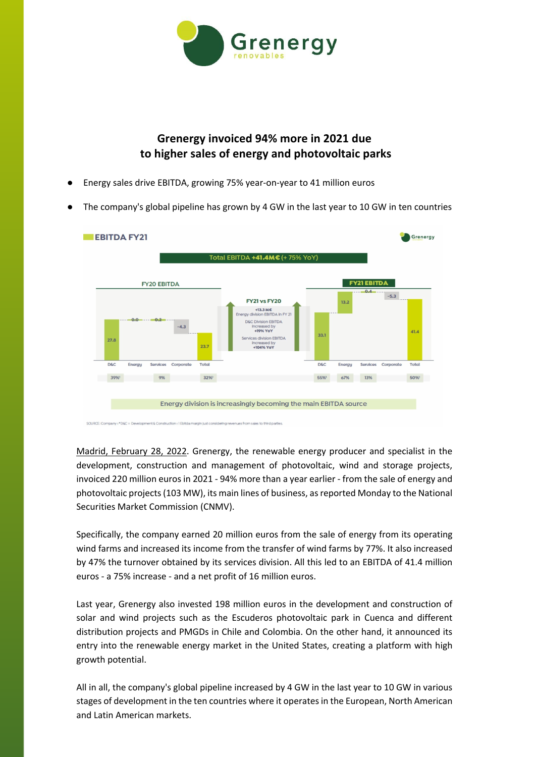# Grenergy invoiced 94% more in 2021 due to higher sales of energy and photovoltaic parks

- Energy sales drive EBITDA, growing 75% year-on-year to 41 million euros
- The company's global pipeline has grown by 4 GW in the last year to 10 GW in ten countries

**EBITDA FY21**

Total EBITDA **+41.4M€** (+ 75% YoY)

| FY20 EBITDA | D&C | Energy | Services | Corporate | Total |
|---|---|---|---|---|---|
| EBITDA | 27.8 | 0.0 | 0.2 | -4.3 | 23.7 |
| Ebitda margin | 39%[1] | | 9% | | 32%[1] |

FY21 vs FY20
- +13.3 M€ Energy division EBITDA in FY 21
- D&C Division EBITDA increased by +19% YoY
- Services division EBITDA increased by +104% YoY

| FY21 EBITDA | D&C | Energy | Services | Corporate | Total |
|---|---|---|---|---|---|
| EBITDA | 33.1 | 13.2 | 0.4 | -5.3 | 41.4 |
| Ebitda margin | 55%[1] | 67% | 13% | | 50%[1] |

Energy division is increasingly becoming the main EBITDA source

SOURCE: Company | \*D&C = Development & Construction | 1 Ebitda margin just considering revenues from sales to third parties

Madrid, February 28, 2022. Grenergy, the renewable energy producer and specialist in the development, construction and management of photovoltaic, wind and storage projects, invoiced 220 million euros in 2021 - 94% more than a year earlier - from the sale of energy and photovoltaic projects (103 MW), its main lines of business, as reported Monday to the National Securities Market Commission (CNMV).

Specifically, the company earned 20 million euros from the sale of energy from its operating wind farms and increased its income from the transfer of wind farms by 77%. It also increased by 47% the turnover obtained by its services division. All this led to an EBITDA of 41.4 million euros - a 75% increase - and a net profit of 16 million euros.

Last year, Grenergy also invested 198 million euros in the development and construction of solar and wind projects such as the Escuderos photovoltaic park in Cuenca and different distribution projects and PMGDs in Chile and Colombia. On the other hand, it announced its entry into the renewable energy market in the United States, creating a platform with high growth potential.

All in all, the company's global pipeline increased by 4 GW in the last year to 10 GW in various stages of development in the ten countries where it operates in the European, North American and Latin American markets.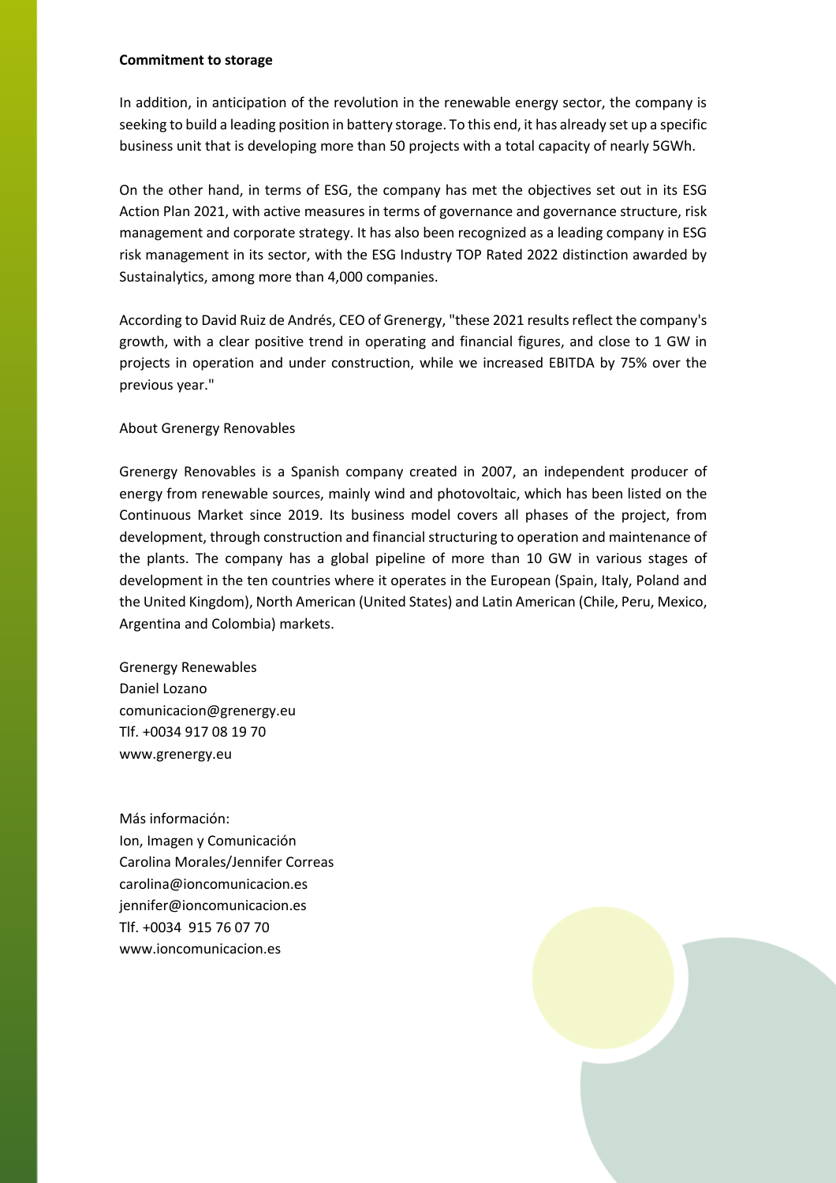**Commitment to storage**

In addition, in anticipation of the revolution in the renewable energy sector, the company is seeking to build a leading position in battery storage. To this end, it has already set up a specific business unit that is developing more than 50 projects with a total capacity of nearly 5GWh.

On the other hand, in terms of ESG, the company has met the objectives set out in its ESG Action Plan 2021, with active measures in terms of governance and governance structure, risk management and corporate strategy. It has also been recognized as a leading company in ESG risk management in its sector, with the ESG Industry TOP Rated 2022 distinction awarded by Sustainalytics, among more than 4,000 companies.

According to David Ruiz de Andrés, CEO of Grenergy, "these 2021 results reflect the company's growth, with a clear positive trend in operating and financial figures, and close to 1 GW in projects in operation and under construction, while we increased EBITDA by 75% over the previous year."

About Grenergy Renovables

Grenergy Renovables is a Spanish company created in 2007, an independent producer of energy from renewable sources, mainly wind and photovoltaic, which has been listed on the Continuous Market since 2019. Its business model covers all phases of the project, from development, through construction and financial structuring to operation and maintenance of the plants. The company has a global pipeline of more than 10 GW in various stages of development in the ten countries where it operates in the European (Spain, Italy, Poland and the United Kingdom), North American (United States) and Latin American (Chile, Peru, Mexico, Argentina and Colombia) markets.

Grenergy Renewables
Daniel Lozano
comunicacion@grenergy.eu
Tlf. +0034 917 08 19 70
www.grenergy.eu

Más información:
Ion, Imagen y Comunicación
Carolina Morales/Jennifer Correas
carolina@ioncomunicacion.es
jennifer@ioncomunicacion.es
Tlf. +0034 915 76 07 70
www.ioncomunicacion.es